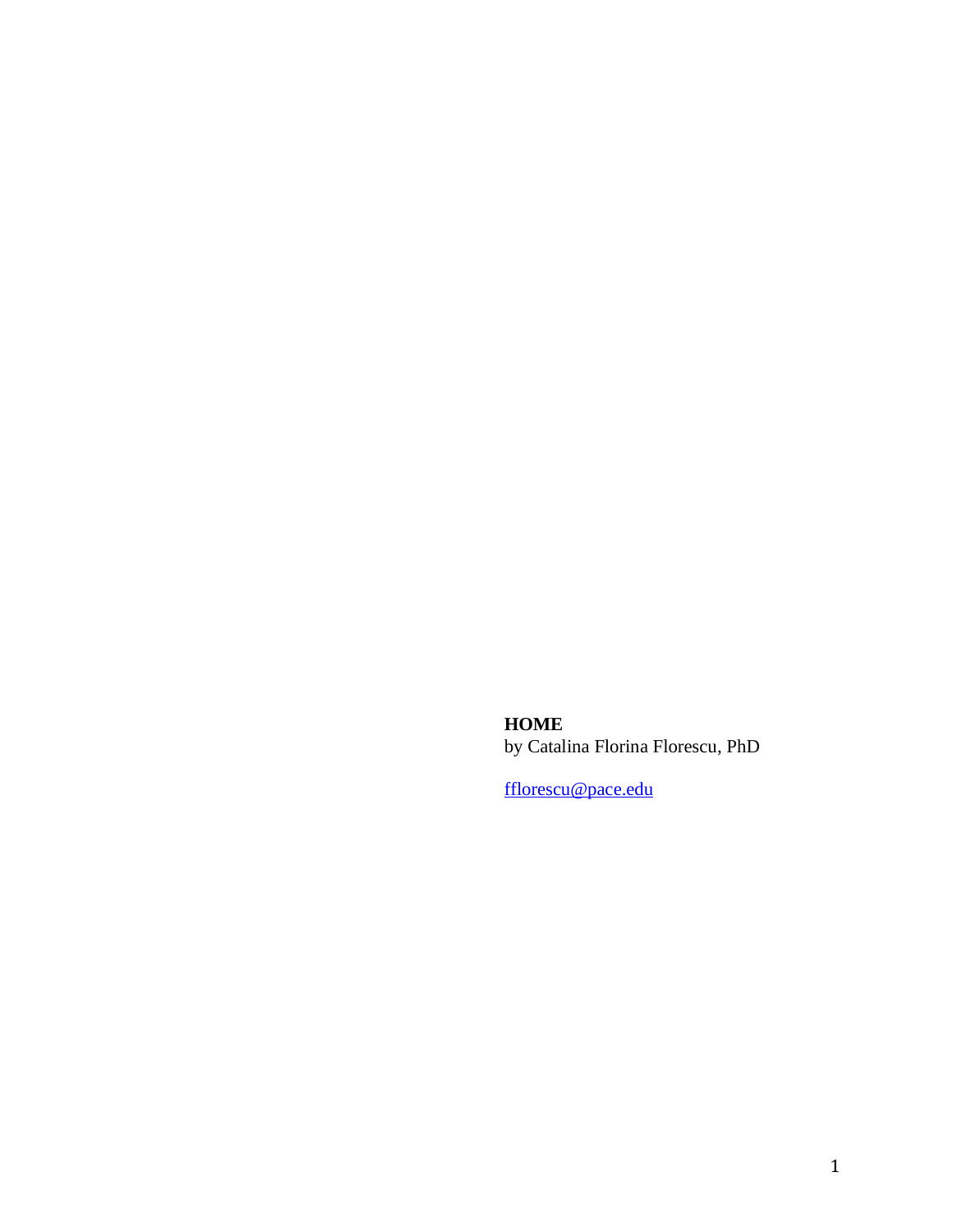**HOME**
by Catalina Florina Florescu, PhD

fflorescu@pace.edu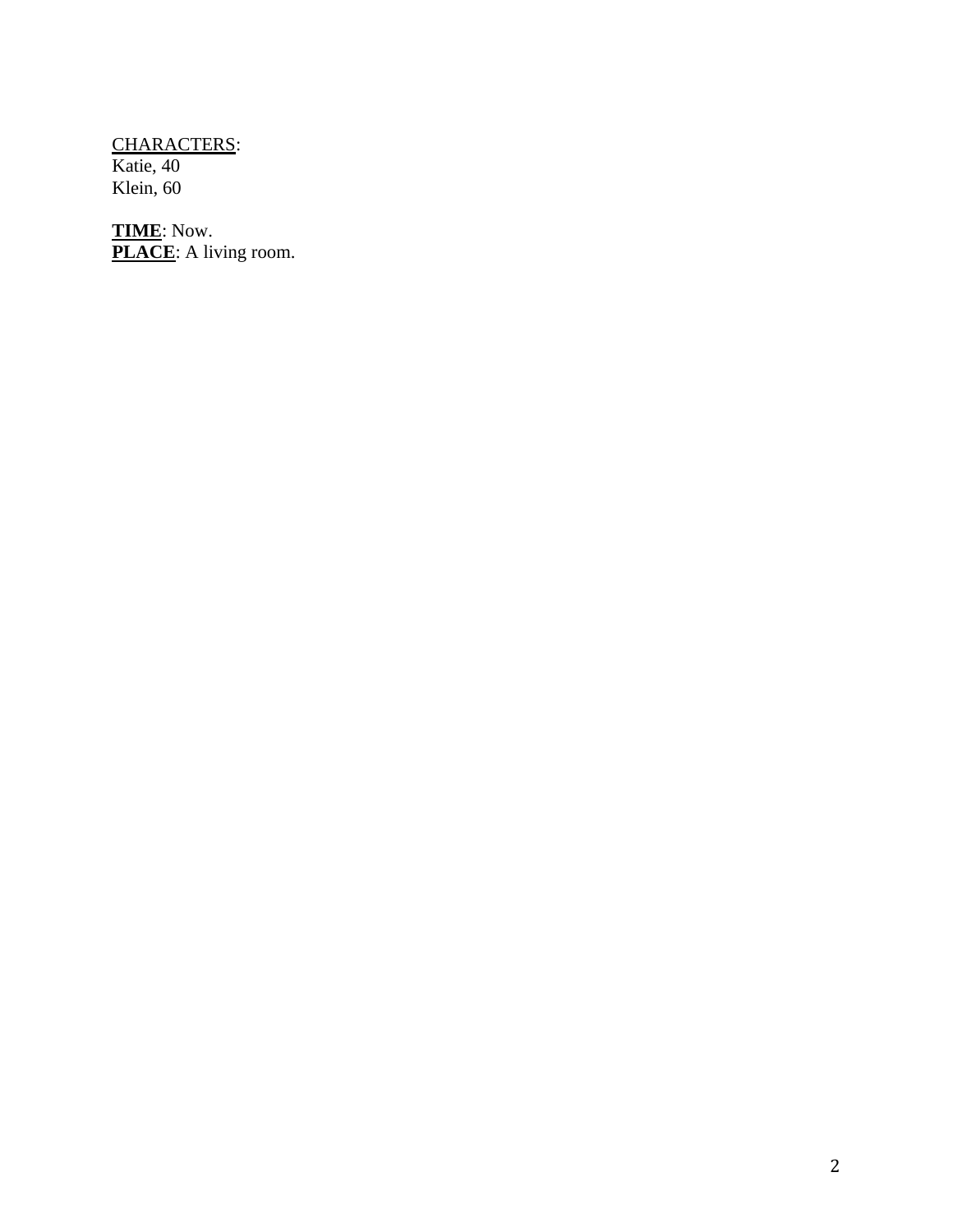<u>CHARACTERS</u>:
Katie, 40
Klein, 60

**<u>TIME</u>**: Now.
**<u>PLACE</u>**: A living room.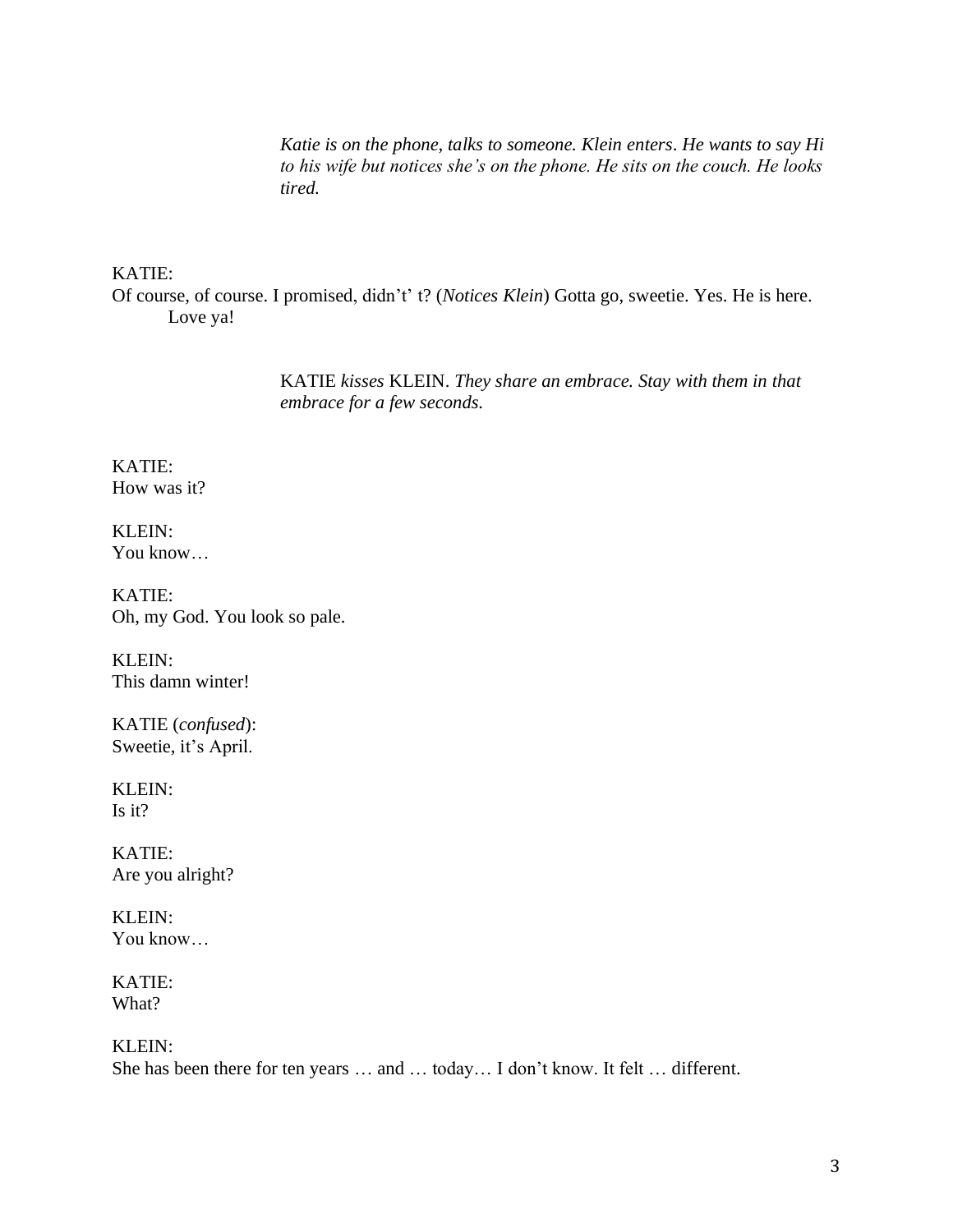*Katie is on the phone, talks to someone. Klein enters. He wants to say Hi to his wife but notices she's on the phone. He sits on the couch. He looks tired.*

KATIE:
Of course, of course. I promised, didn't' t? (*Notices Klein*) Gotta go, sweetie. Yes. He is here. Love ya!

KATIE *kisses* KLEIN. *They share an embrace. Stay with them in that embrace for a few seconds.*

KATIE:
How was it?

KLEIN:
You know…

KATIE:
Oh, my God. You look so pale.

KLEIN:
This damn winter!

KATIE (*confused*):
Sweetie, it's April.

KLEIN:
Is it?

KATIE:
Are you alright?

KLEIN:
You know…

KATIE:
What?

KLEIN:
She has been there for ten years … and … today… I don't know. It felt … different.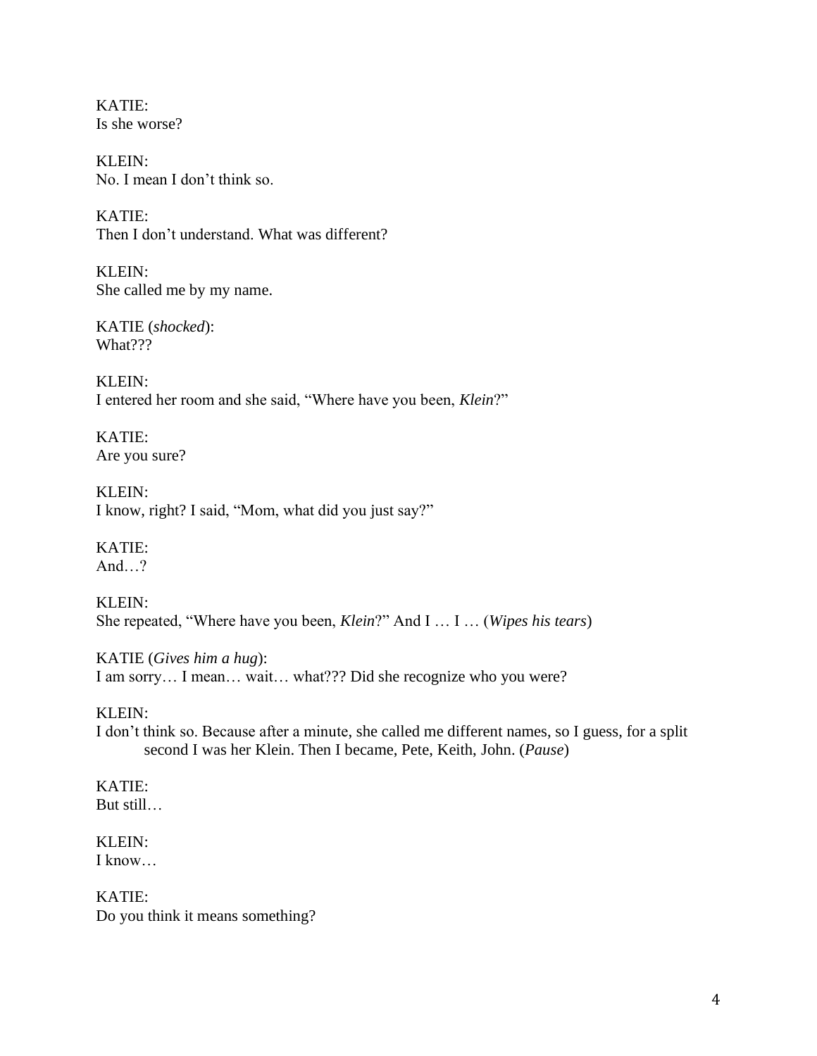KATIE:
Is she worse?

KLEIN:
No. I mean I don't think so.

KATIE:
Then I don't understand. What was different?

KLEIN:
She called me by my name.

KATIE (*shocked*):
What???

KLEIN:
I entered her room and she said, "Where have you been, *Klein*?"

KATIE:
Are you sure?

KLEIN:
I know, right? I said, "Mom, what did you just say?"

KATIE:
And…?

KLEIN:
She repeated, "Where have you been, *Klein*?" And I … I … (*Wipes his tears*)

KATIE (*Gives him a hug*):
I am sorry… I mean… wait… what??? Did she recognize who you were?

KLEIN:
I don't think so. Because after a minute, she called me different names, so I guess, for a split second I was her Klein. Then I became, Pete, Keith, John. (*Pause*)

KATIE:
But still…

KLEIN:
I know…

KATIE:
Do you think it means something?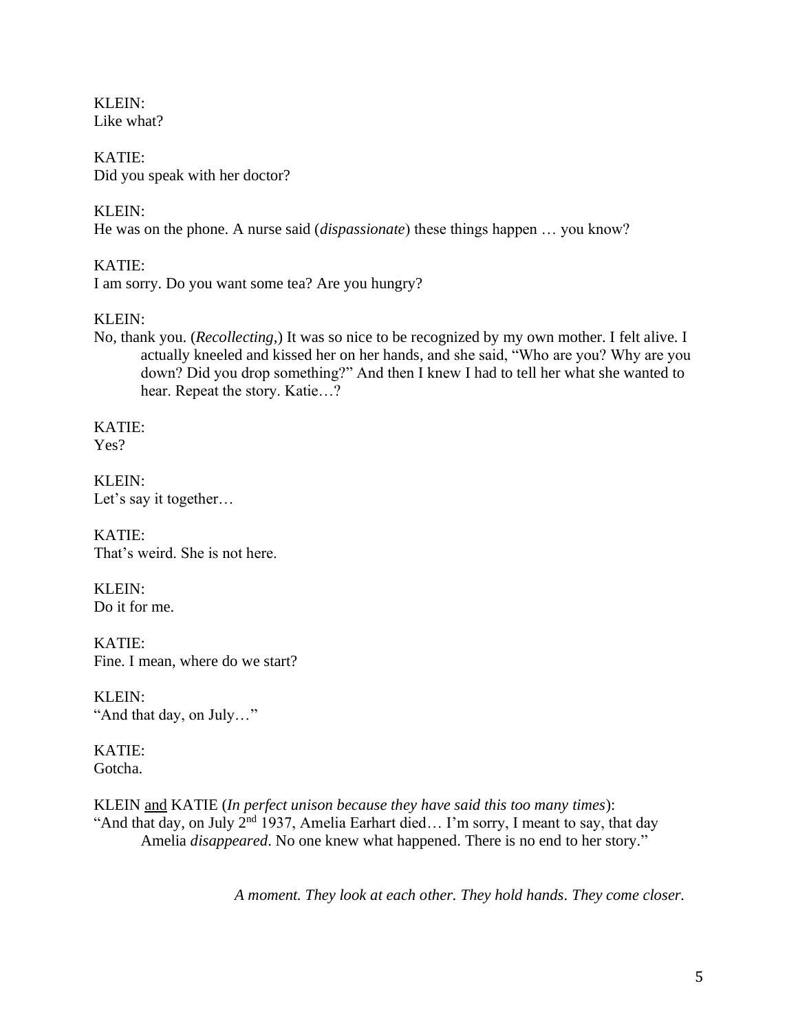KLEIN:
Like what?

KATIE:
Did you speak with her doctor?

KLEIN:
He was on the phone. A nurse said (*dispassionate*) these things happen … you know?

KATIE:
I am sorry. Do you want some tea? Are you hungry?

KLEIN:
No, thank you. (*Recollecting*,) It was so nice to be recognized by my own mother. I felt alive. I actually kneeled and kissed her on her hands, and she said, "Who are you? Why are you down? Did you drop something?" And then I knew I had to tell her what she wanted to hear. Repeat the story. Katie…?

KATIE:
Yes?

KLEIN:
Let's say it together…

KATIE:
That's weird. She is not here.

KLEIN:
Do it for me.

KATIE:
Fine. I mean, where do we start?

KLEIN:
"And that day, on July…"

KATIE:
Gotcha.

KLEIN <u>and</u> KATIE (*In perfect unison because they have said this too many times*):
"And that day, on July 2nd 1937, Amelia Earhart died… I'm sorry, I meant to say, that day Amelia *disappeared*. No one knew what happened. There is no end to her story."

*A moment. They look at each other. They hold hands. They come closer.*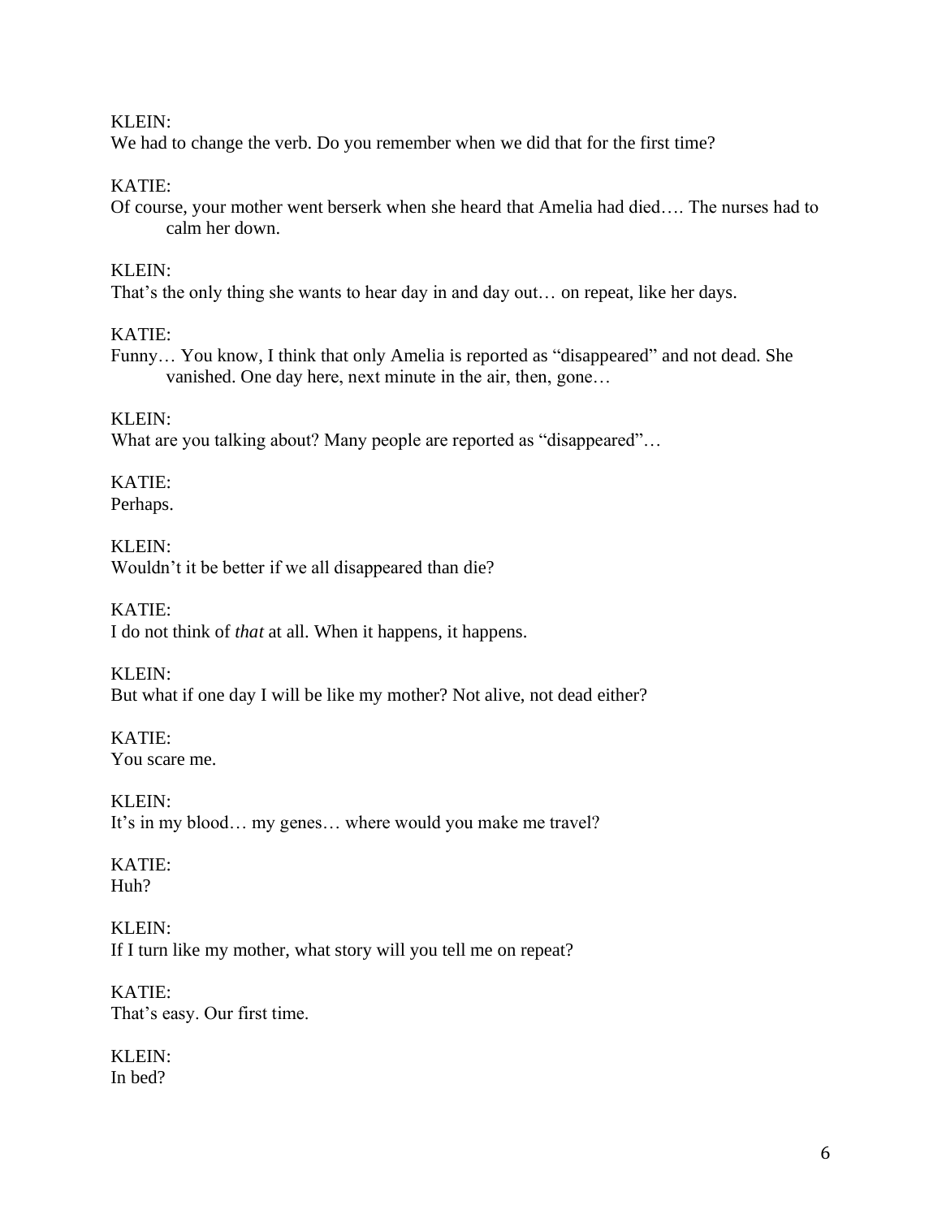KLEIN:
We had to change the verb. Do you remember when we did that for the first time?

KATIE:
Of course, your mother went berserk when she heard that Amelia had died…. The nurses had to calm her down.

KLEIN:
That's the only thing she wants to hear day in and day out… on repeat, like her days.

KATIE:
Funny… You know, I think that only Amelia is reported as "disappeared" and not dead. She vanished. One day here, next minute in the air, then, gone…

KLEIN:
What are you talking about? Many people are reported as "disappeared"…

KATIE:
Perhaps.

KLEIN:
Wouldn't it be better if we all disappeared than die?

KATIE:
I do not think of *that* at all. When it happens, it happens.

KLEIN:
But what if one day I will be like my mother? Not alive, not dead either?

KATIE:
You scare me.

KLEIN:
It's in my blood… my genes… where would you make me travel?

KATIE:
Huh?

KLEIN:
If I turn like my mother, what story will you tell me on repeat?

KATIE:
That's easy. Our first time.

KLEIN:
In bed?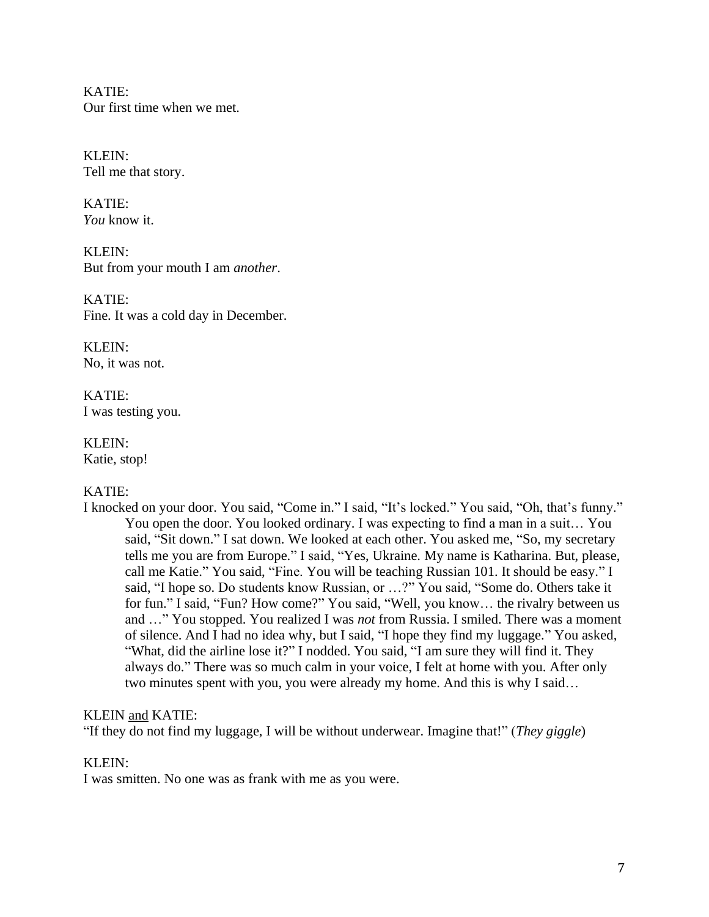KATIE:
Our first time when we met.

KLEIN:
Tell me that story.

KATIE:
*You* know it.

KLEIN:
But from your mouth I am *another*.

KATIE:
Fine. It was a cold day in December.

KLEIN:
No, it was not.

KATIE:
I was testing you.

KLEIN:
Katie, stop!

KATIE:
I knocked on your door. You said, "Come in." I said, "It's locked." You said, "Oh, that's funny." You open the door. You looked ordinary. I was expecting to find a man in a suit… You said, "Sit down." I sat down. We looked at each other. You asked me, "So, my secretary tells me you are from Europe." I said, "Yes, Ukraine. My name is Katharina. But, please, call me Katie." You said, "Fine. You will be teaching Russian 101. It should be easy." I said, "I hope so. Do students know Russian, or …?" You said, "Some do. Others take it for fun." I said, "Fun? How come?" You said, "Well, you know… the rivalry between us and …" You stopped. You realized I was *not* from Russia. I smiled. There was a moment of silence. And I had no idea why, but I said, "I hope they find my luggage." You asked, "What, did the airline lose it?" I nodded. You said, "I am sure they will find it. They always do." There was so much calm in your voice, I felt at home with you. After only two minutes spent with you, you were already my home. And this is why I said…

KLEIN <u>and</u> KATIE:
"If they do not find my luggage, I will be without underwear. Imagine that!" (*They giggle*)

KLEIN:
I was smitten. No one was as frank with me as you were.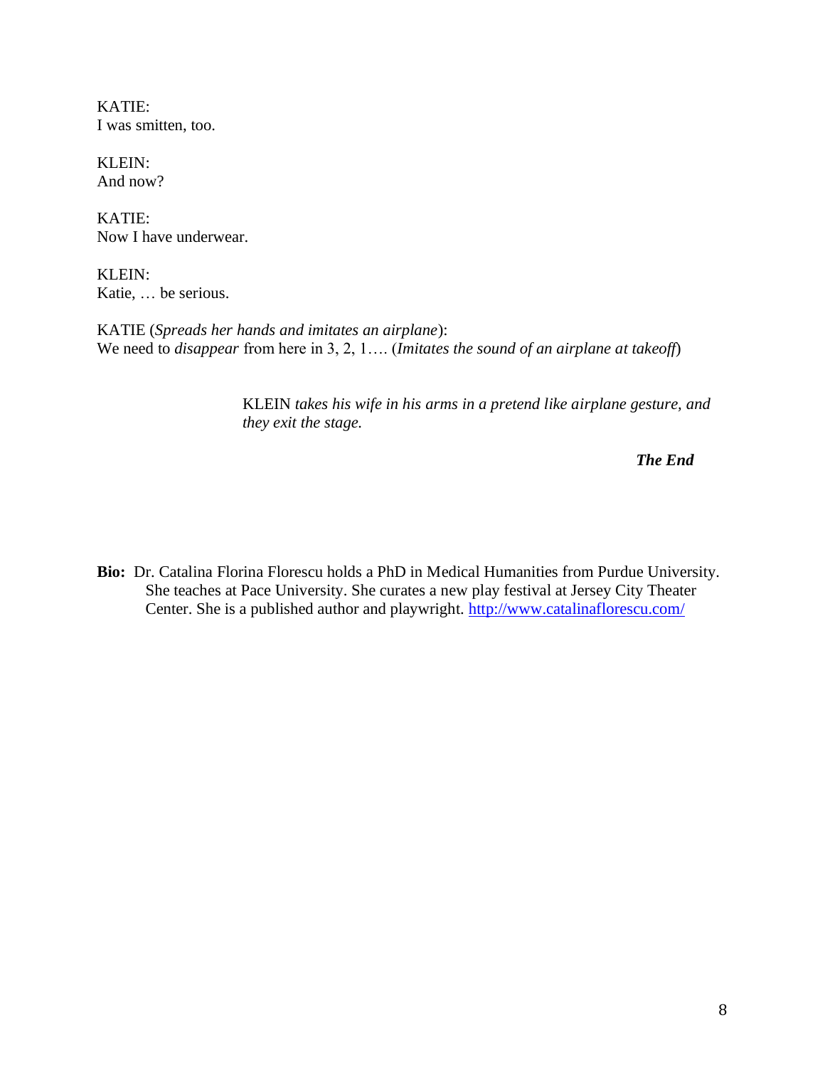KATIE:
I was smitten, too.

KLEIN:
And now?

KATIE:
Now I have underwear.

KLEIN:
Katie, … be serious.

KATIE (*Spreads her hands and imitates an airplane*):
We need to *disappear* from here in 3, 2, 1…. (*Imitates the sound of an airplane at takeoff*)

> KLEIN *takes his wife in his arms in a pretend like airplane gesture, and they exit the stage.*

***The End***

**Bio:** Dr. Catalina Florina Florescu holds a PhD in Medical Humanities from Purdue University. She teaches at Pace University. She curates a new play festival at Jersey City Theater Center. She is a published author and playwright. [http://www.catalinaflorescu.com/](http://www.catalinaflorescu.com/)